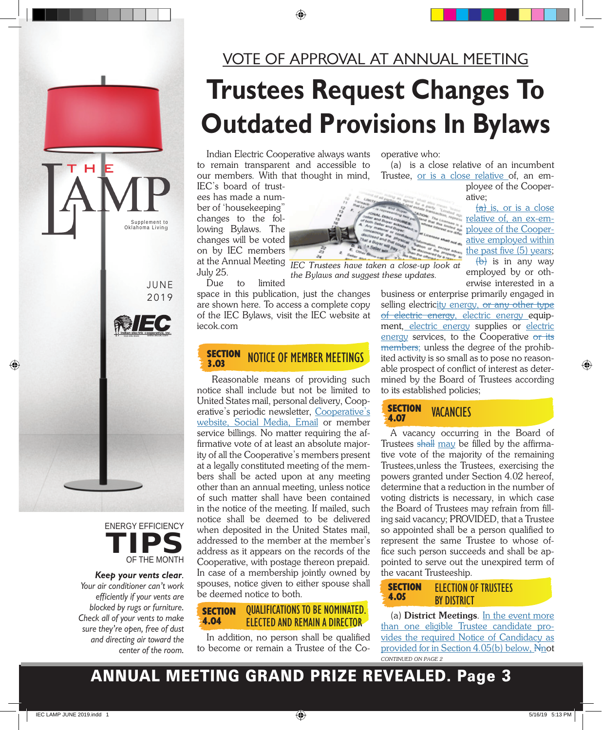THE LAMP

Supplement to Oklahoma Living

JUNE 2019

## VOTE OF APPROVAL AT ANNUAL MEETING

# Trustees Request Changes To Outdated Provisions In Bylaws

Indian Electric Cooperative always wants to remain transparent and accessible to our members. With that thought in mind, IEC's board of trustees has made a number of 'housekeeping" changes to the following Bylaws. The changes will be voted on by IEC members at the Annual Meeting July 25.

Due to limited space in this publication, just the changes are shown here. To access a complete copy of the IEC Bylaws, visit the IEC website at iecok.com

*IEC Trustees have taken a close-up look at the Bylaws and suggest these updates.*

### SECTION 3.03 NOTICE OF MEMBER MEETINGS

Reasonable means of providing such notice shall include but not be limited to United States mail, personal delivery, Cooperative's periodic newsletter, Cooperative's website, Social Media, Email or member service billings. No matter requiring the affirmative vote of at least an absolute majority of all the Cooperative's members present at a legally constituted meeting of the members shall be acted upon at any meeting other than an annual meeting, unless notice of such matter shall have been contained in the notice of the meeting. If mailed, such notice shall be deemed to be delivered when deposited in the United States mail, addressed to the member at the member's address as it appears on the records of the Cooperative, with postage thereon prepaid. In case of a membership jointly owned by spouses, notice given to either spouse shall be deemed notice to both.

### SECTION 4.04 QUALIFICATIONS TO BE NOMINATED, ELECTED AND REMAIN A DIRECTOR

In addition, no person shall be qualified to become or remain a Trustee of the Cooperative who:

(a) is a close relative of an incumbent Trustee, or is a close relative of, an employee of the Cooperative;

~~(a)~~ is, or is a close relative of, an ex-employee of the Cooperative employed within the past five (5) years;

~~(b)~~ is in any way employed by or otherwise interested in a business or enterprise primarily engaged in selling electricity energy, ~~or any other type of electric energy,~~ electric energy equipment, electric energy supplies or electric energy services, to the Cooperative ~~or its members~~; unless the degree of the prohibited activity is so small as to pose no reasonable prospect of conflict of interest as determined by the Board of Trustees according to its established policies;

### SECTION 4.07 VACANCIES

A vacancy occurring in the Board of Trustees ~~shall~~ may be filled by the affirmative vote of the majority of the remaining Trustees,unless the Trustees, exercising the powers granted under Section 4.02 hereof, determine that a reduction in the number of voting districts is necessary, in which case the Board of Trustees may refrain from filling said vacancy; PROVIDED, that a Trustee so appointed shall be a person qualified to represent the same Trustee to whose office such person succeeds and shall be appointed to serve out the unexpired term of the vacant Trusteeship.

### SECTION 4.05 ELECTION OF TRUSTEES BY DISTRICT

(a) **District Meetings**. In the event more than one eligible Trustee candidate provides the required Notice of Candidacy as provided for in Section 4.05(b) below, ~~N~~not

*CONTINUED ON PAGE 2*

## ENERGY EFFICIENCY TIPS OF THE MONTH

***Keep your vents clear.*** *Your air conditioner can't work efficiently if your vents are blocked by rugs or furniture. Check all of your vents to make sure they're open, free of dust and directing air toward the center of the room.*

## ANNUAL MEETING GRAND PRIZE REVEALED. Page 3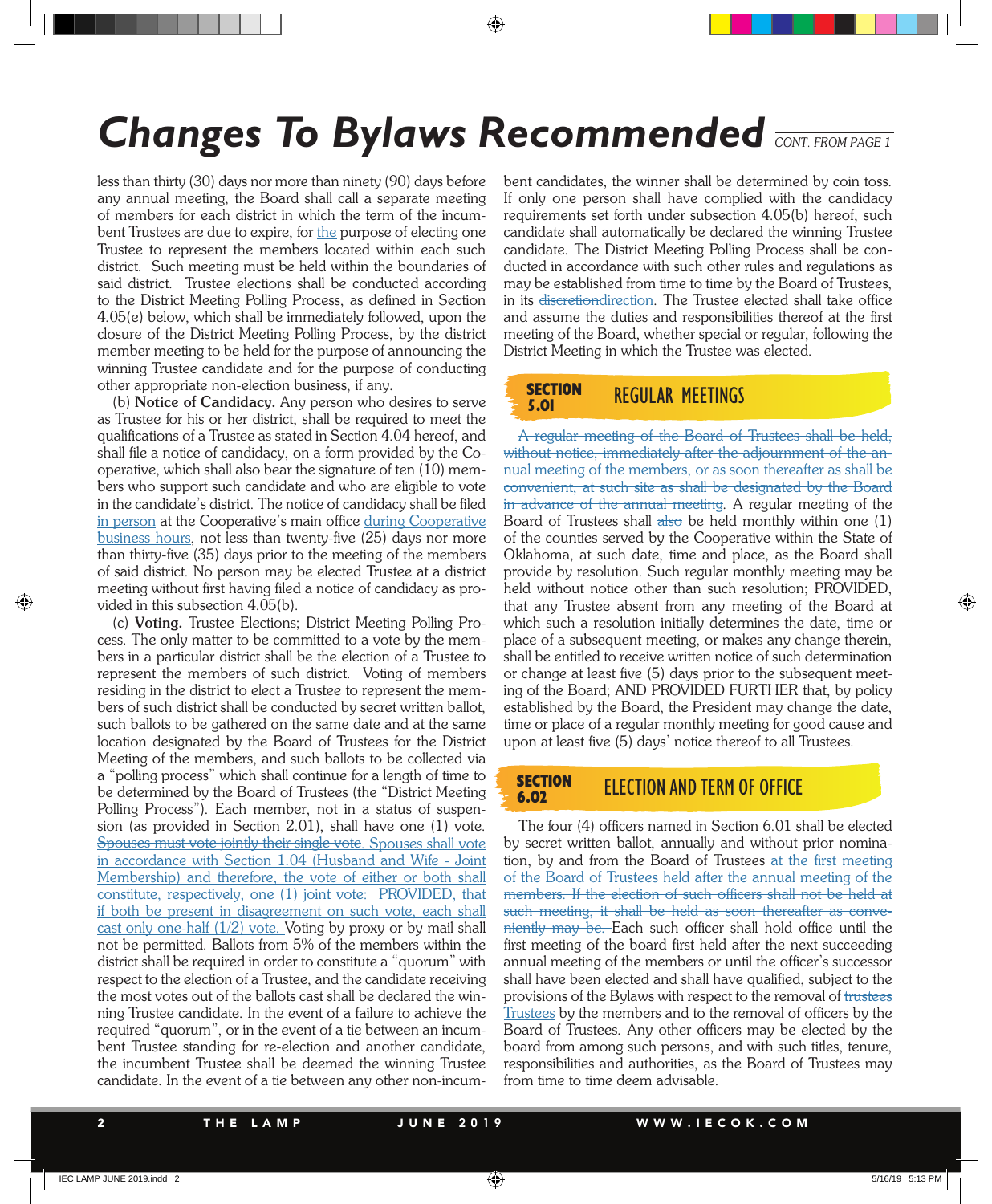# Changes To Bylaws Recommended

CONT. FROM PAGE 1

less than thirty (30) days nor more than ninety (90) days before any annual meeting, the Board shall call a separate meeting of members for each district in which the term of the incumbent Trustees are due to expire, for the purpose of electing one Trustee to represent the members located within each such district. Such meeting must be held within the boundaries of said district. Trustee elections shall be conducted according to the District Meeting Polling Process, as defined in Section 4.05(e) below, which shall be immediately followed, upon the closure of the District Meeting Polling Process, by the district member meeting to be held for the purpose of announcing the winning Trustee candidate and for the purpose of conducting other appropriate non-election business, if any.

(b) **Notice of Candidacy.** Any person who desires to serve as Trustee for his or her district, shall be required to meet the qualifications of a Trustee as stated in Section 4.04 hereof, and shall file a notice of candidacy, on a form provided by the Cooperative, which shall also bear the signature of ten (10) members who support such candidate and who are eligible to vote in the candidate's district. The notice of candidacy shall be filed in person at the Cooperative's main office during Cooperative business hours, not less than twenty-five (25) days nor more than thirty-five (35) days prior to the meeting of the members of said district. No person may be elected Trustee at a district meeting without first having filed a notice of candidacy as provided in this subsection 4.05(b).

(c) **Voting.** Trustee Elections; District Meeting Polling Process. The only matter to be committed to a vote by the members in a particular district shall be the election of a Trustee to represent the members of such district. Voting of members residing in the district to elect a Trustee to represent the members of such district shall be conducted by secret written ballot, such ballots to be gathered on the same date and at the same location designated by the Board of Trustees for the District Meeting of the members, and such ballots to be collected via a "polling process" which shall continue for a length of time to be determined by the Board of Trustees (the "District Meeting Polling Process"). Each member, not in a status of suspension (as provided in Section 2.01), shall have one (1) vote. ~~Spouses must vote jointly their single vote.~~ Spouses shall vote in accordance with Section 1.04 (Husband and Wife - Joint Membership) and therefore, the vote of either or both shall constitute, respectively, one (1) joint vote: PROVIDED, that if both be present in disagreement on such vote, each shall cast only one-half (1/2) vote. Voting by proxy or by mail shall not be permitted. Ballots from 5% of the members within the district shall be required in order to constitute a "quorum" with respect to the election of a Trustee, and the candidate receiving the most votes out of the ballots cast shall be declared the winning Trustee candidate. In the event of a failure to achieve the required "quorum", or in the event of a tie between an incumbent Trustee standing for re-election and another candidate, the incumbent Trustee shall be deemed the winning Trustee candidate. In the event of a tie between any other non-incumbent candidates, the winner shall be determined by coin toss. If only one person shall have complied with the candidacy requirements set forth under subsection 4.05(b) hereof, such candidate shall automatically be declared the winning Trustee candidate. The District Meeting Polling Process shall be conducted in accordance with such other rules and regulations as may be established from time to time by the Board of Trustees, in its ~~discretion~~direction. The Trustee elected shall take office and assume the duties and responsibilities thereof at the first meeting of the Board, whether special or regular, following the District Meeting in which the Trustee was elected.

## SECTION 5.01 REGULAR MEETINGS

~~A regular meeting of the Board of Trustees shall be held, without notice, immediately after the adjournment of the annual meeting of the members, or as soon thereafter as shall be convenient, at such site as shall be designated by the Board in advance of the annual meeting.~~ A regular meeting of the Board of Trustees shall ~~also~~ be held monthly within one (1) of the counties served by the Cooperative within the State of Oklahoma, at such date, time and place, as the Board shall provide by resolution. Such regular monthly meeting may be held without notice other than such resolution; PROVIDED, that any Trustee absent from any meeting of the Board at which such a resolution initially determines the date, time or place of a subsequent meeting, or makes any change therein, shall be entitled to receive written notice of such determination or change at least five (5) days prior to the subsequent meeting of the Board; AND PROVIDED FURTHER that, by policy established by the Board, the President may change the date, time or place of a regular monthly meeting for good cause and upon at least five (5) days' notice thereof to all Trustees.

## SECTION 6.02 ELECTION AND TERM OF OFFICE

The four (4) officers named in Section 6.01 shall be elected by secret written ballot, annually and without prior nomination, by and from the Board of Trustees ~~at the first meeting of the Board of Trustees held after the annual meeting of the members. If the election of such officers shall not be held at such meeting, it shall be held as soon thereafter as conveniently may be.~~ Each such officer shall hold office until the first meeting of the board first held after the next succeeding annual meeting of the members or until the officer's successor shall have been elected and shall have qualified, subject to the provisions of the Bylaws with respect to the removal of ~~trustees~~ Trustees by the members and to the removal of officers by the Board of Trustees. Any other officers may be elected by the board from among such persons, and with such titles, tenure, responsibilities and authorities, as the Board of Trustees may from time to time deem advisable.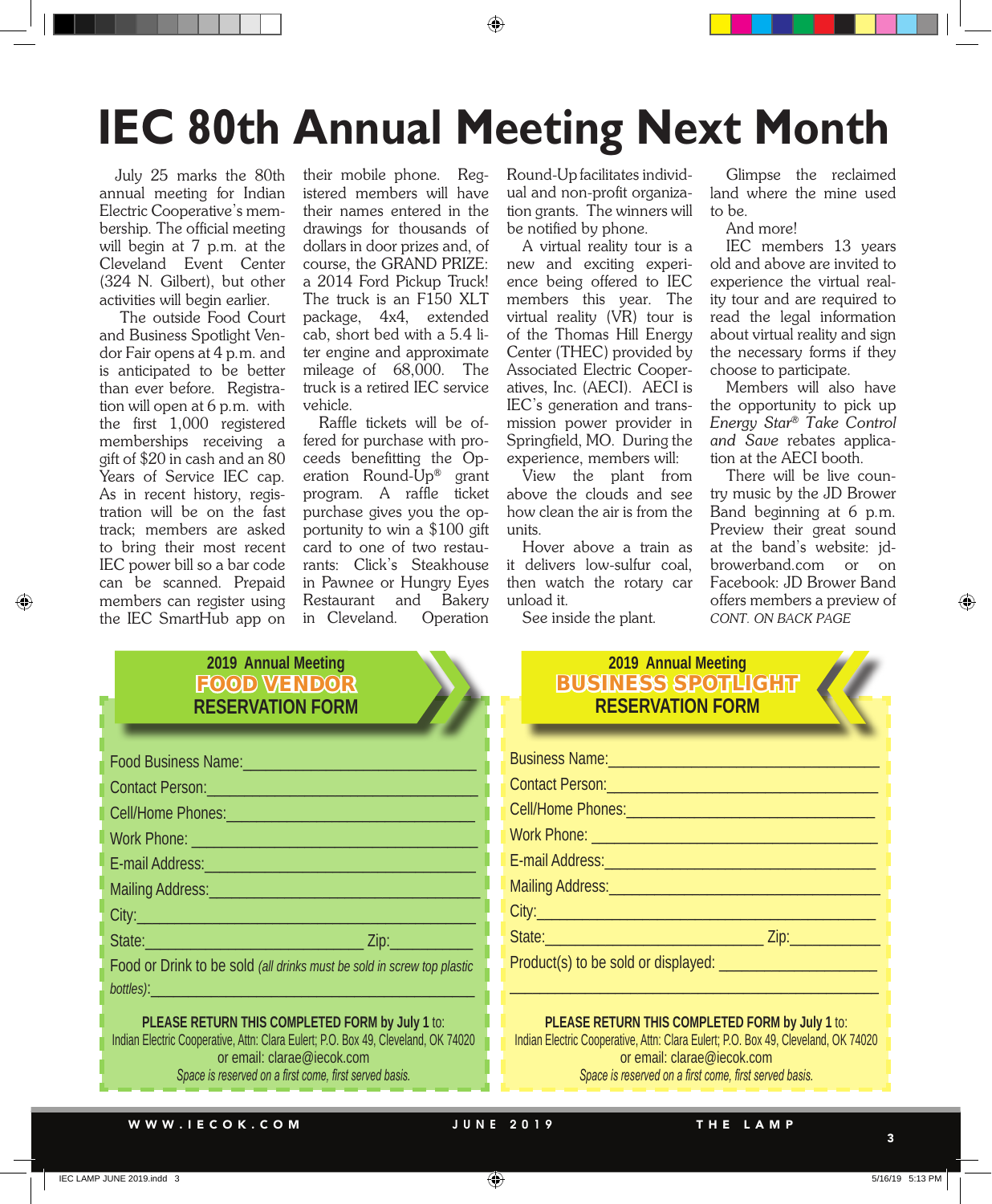# IEC 80th Annual Meeting Next Month

July 25 marks the 80th annual meeting for Indian Electric Cooperative's membership. The official meeting will begin at 7 p.m. at the Cleveland Event Center (324 N. Gilbert), but other activities will begin earlier.

The outside Food Court and Business Spotlight Vendor Fair opens at 4 p.m. and is anticipated to be better than ever before. Registration will open at 6 p.m. with the first 1,000 registered memberships receiving a gift of $20 in cash and an 80 Years of Service IEC cap. As in recent history, registration will be on the fast track; members are asked to bring their most recent IEC power bill so a bar code can be scanned. Prepaid members can register using the IEC SmartHub app on their mobile phone. Registered members will have their names entered in the drawings for thousands of dollars in door prizes and, of course, the GRAND PRIZE: a 2014 Ford Pickup Truck! The truck is an F150 XLT package, 4x4, extended cab, short bed with a 5.4 liter engine and approximate mileage of 68,000. The truck is a retired IEC service vehicle.

Raffle tickets will be offered for purchase with proceeds benefitting the Operation Round-Up® grant program. A raffle ticket purchase gives you the opportunity to win a $100 gift card to one of two restaurants: Click's Steakhouse in Pawnee or Hungry Eyes Restaurant and Bakery in Cleveland. Operation Round-Up facilitates individual and non-profit organization grants. The winners will be notified by phone.

A virtual reality tour is a new and exciting experience being offered to IEC members this year. The virtual reality (VR) tour is of the Thomas Hill Energy Center (THEC) provided by Associated Electric Cooperatives, Inc. (AECI). AECI is IEC's generation and transmission power provider in Springfield, MO. During the experience, members will:

View the plant from above the clouds and see how clean the air is from the units.

Hover above a train as it delivers low-sulfur coal, then watch the rotary car unload it.

See inside the plant.

Glimpse the reclaimed land where the mine used to be.

And more!

IEC members 13 years old and above are invited to experience the virtual reality tour and are required to read the legal information about virtual reality and sign the necessary forms if they choose to participate.

Members will also have the opportunity to pick up *Energy Star® Take Control and Save* rebates application at the AECI booth.

There will be live country music by the JD Brower Band beginning at 6 p.m. Preview their great sound at the band's website: jdbrowerband.com or on Facebook: JD Brower Band offers members a preview of

*CONT. ON BACK PAGE*

## 2019 Annual Meeting FOOD VENDOR RESERVATION FORM

Food Business Name:______________________________

Contact Person:______________________________

Cell/Home Phones:______________________________

Work Phone: ______________________________

E-mail Address:______________________________

Mailing Address:______________________________

City:______________________________

State:______________________ Zip:__________

Food or Drink to be sold *(all drinks must be sold in screw top plastic bottles)*:______________________________

**PLEASE RETURN THIS COMPLETED FORM by July 1** to:
Indian Electric Cooperative, Attn: Clara Eulert; P.O. Box 49, Cleveland, OK 74020
or email: clarae@iecok.com
*Space is reserved on a first come, first served basis.*

## 2019 Annual Meeting BUSINESS SPOTLIGHT RESERVATION FORM

Business Name:______________________________

Contact Person:______________________________

Cell/Home Phones:______________________________

Work Phone: ______________________________

E-mail Address:______________________________

Mailing Address:______________________________

City:______________________________

State:______________________ Zip:__________

Product(s) to be sold or displayed: ______________________________

______________________________

**PLEASE RETURN THIS COMPLETED FORM by July 1** to:
Indian Electric Cooperative, Attn: Clara Eulert; P.O. Box 49, Cleveland, OK 74020
or email: clarae@iecok.com
*Space is reserved on a first come, first served basis.*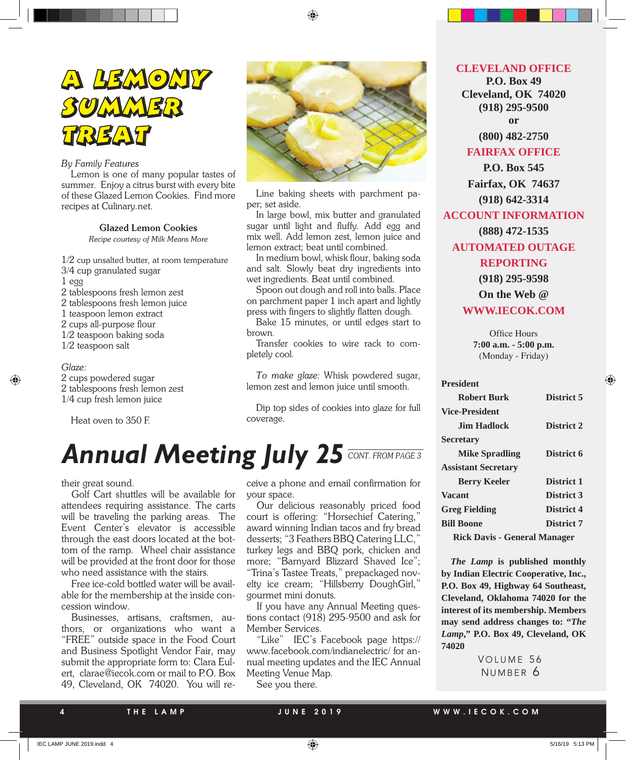# A LEMONY SUMMER TREAT

*By Family Features*

Lemon is one of many popular tastes of summer. Enjoy a citrus burst with every bite of these Glazed Lemon Cookies. Find more recipes at Culinary.net.

### Glazed Lemon Cookies

*Recipe courtesy of Milk Means More*

1/2 cup unsalted butter, at room temperature
3/4 cup granulated sugar
1 egg
2 tablespoons fresh lemon zest
2 tablespoons fresh lemon juice
1 teaspoon lemon extract
2 cups all-purpose flour
1/2 teaspoon baking soda
1/2 teaspoon salt

*Glaze:*
2 cups powdered sugar
2 tablespoons fresh lemon zest
1/4 cup fresh lemon juice

Heat oven to 350 F.

Line baking sheets with parchment paper; set aside.

In large bowl, mix butter and granulated sugar until light and fluffy. Add egg and mix well. Add lemon zest, lemon juice and lemon extract; beat until combined.

In medium bowl, whisk flour, baking soda and salt. Slowly beat dry ingredients into wet ingredients. Beat until combined.

Spoon out dough and roll into balls. Place on parchment paper 1 inch apart and lightly press with fingers to slightly flatten dough.

Bake 15 minutes, or until edges start to brown.

Transfer cookies to wire rack to completely cool.

*To make glaze:* Whisk powdered sugar, lemon zest and lemon juice until smooth.

Dip top sides of cookies into glaze for full coverage.

# Annual Meeting July 25

CONT. FROM PAGE 3

their great sound.

Golf Cart shuttles will be available for attendees requiring assistance. The carts will be traveling the parking areas. The Event Center's elevator is accessible through the east doors located at the bottom of the ramp. Wheel chair assistance will be provided at the front door for those who need assistance with the stairs.

Free ice-cold bottled water will be available for the membership at the inside concession window.

Businesses, artisans, craftsmen, authors, or organizations who want a "FREE" outside space in the Food Court and Business Spotlight Vendor Fair, may submit the appropriate form to: Clara Eulert, clarae@iecok.com or mail to P.O. Box 49, Cleveland, OK 74020. You will receive a phone and email confirmation for your space.

Our delicious reasonably priced food court is offering: "Horsechief Catering," award winning Indian tacos and fry bread desserts; "3 Feathers BBQ Catering LLC," turkey legs and BBQ pork, chicken and more; "Barnyard Blizzard Shaved Ice"; "Trina's Tastee Treats," prepackaged novelty ice cream; "Hillsberry DoughGirl," gourmet mini donuts.

If you have any Annual Meeting questions contact (918) 295-9500 and ask for Member Services.

"Like" IEC's Facebook page https://www.facebook.com/indianelectric/ for annual meeting updates and the IEC Annual Meeting Venue Map.

See you there.

**CLEVELAND OFFICE**
**P.O. Box 49**
**Cleveland, OK 74020**
**(918) 295-9500**
**or**
**(800) 482-2750**

**FAIRFAX OFFICE**
**P.O. Box 545**
**Fairfax, OK 74637**
**(918) 642-3314**

**ACCOUNT INFORMATION**
**(888) 472-1535**

**AUTOMATED OUTAGE REPORTING**
**(918) 295-9598**

**On the Web @**
**WWW.IECOK.COM**

Office Hours
**7:00 a.m. - 5:00 p.m.**
(Monday - Friday)

**President**
**Robert Burk** — **District 5**
**Vice-President**
**Jim Hadlock** — **District 2**
**Secretary**
**Mike Spradling** — **District 6**
**Assistant Secretary**
**Berry Keeler** — **District 1**
**Vacant** — **District 3**
**Greg Fielding** — **District 4**
**Bill Boone** — **District 7**
**Rick Davis - General Manager**

***The Lamp* is published monthly by Indian Electric Cooperative, Inc., P.O. Box 49, Highway 64 Southeast, Cleveland, Oklahoma 74020 for the interest of its membership. Members may send address changes to: "*The Lamp*," P.O. Box 49, Cleveland, OK 74020**

VOLUME 56
NUMBER 6